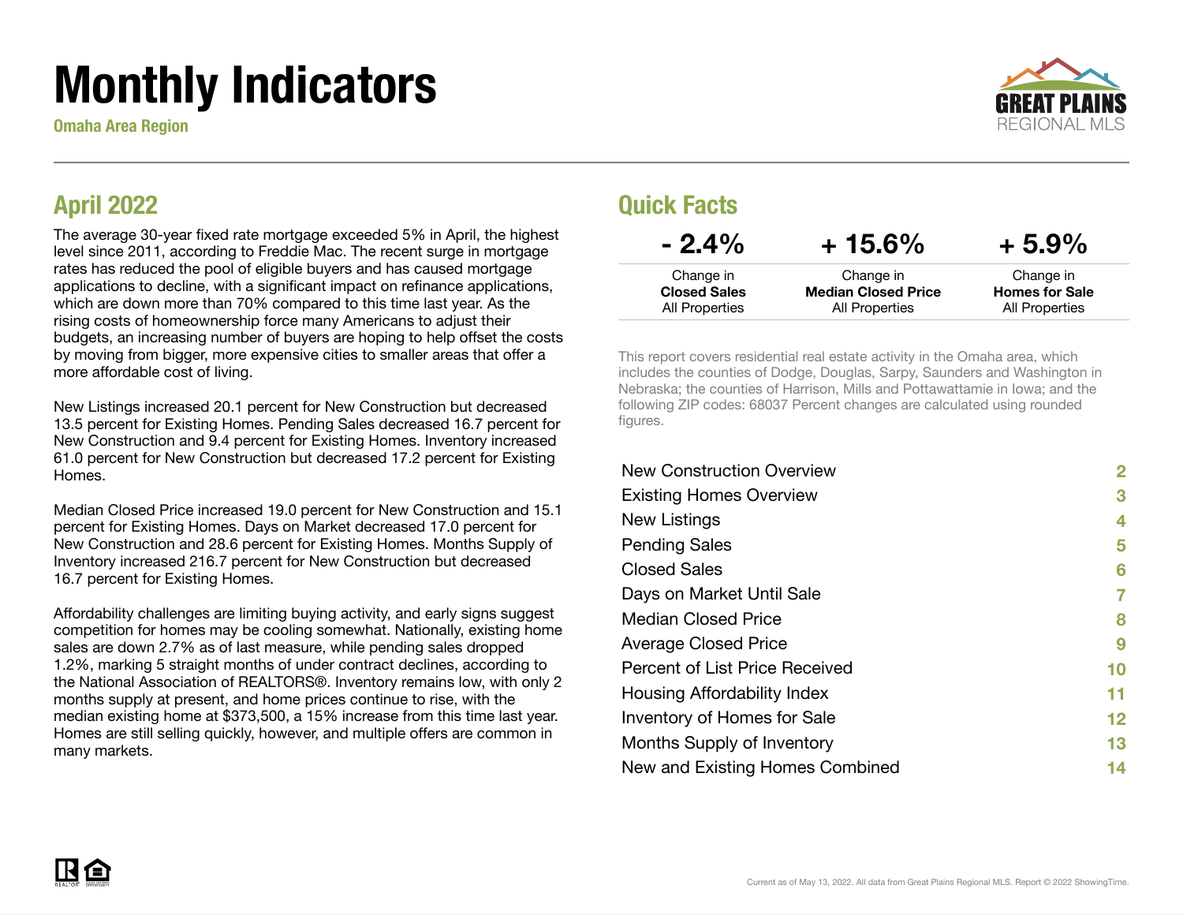# Monthly Indicators

**Omaha Area Region**

## April 2022

The average 30-year fixed rate mortgage exceeded 5% in April, the highest level since 2011, according to Freddie Mac. The recent surge in mortgage rates has reduced the pool of eligible buyers and has caused mortgage applications to decline, with a significant impact on refinance applications, which are down more than 70% compared to this time last year. As the rising costs of homeownership force many Americans to adjust their budgets, an increasing number of buyers are hoping to help offset the costs by moving from bigger, more expensive cities to smaller areas that offer a more affordable cost of living.

New Listings increased 20.1 percent for New Construction but decreased 13.5 percent for Existing Homes. Pending Sales decreased 16.7 percent for New Construction and 9.4 percent for Existing Homes. Inventory increased 61.0 percent for New Construction but decreased 17.2 percent for Existing Homes.

Median Closed Price increased 19.0 percent for New Construction and 15.1 percent for Existing Homes. Days on Market decreased 17.0 percent for New Construction and 28.6 percent for Existing Homes. Months Supply of Inventory increased 216.7 percent for New Construction but decreased 16.7 percent for Existing Homes.

Affordability challenges are limiting buying activity, and early signs suggest competition for homes may be cooling somewhat. Nationally, existing home sales are down 2.7% as of last measure, while pending sales dropped 1.2%, marking 5 straight months of under contract declines, according to the National Association of REALTORS®. Inventory remains low, with only 2 months supply at present, and home prices continue to rise, with the median existing home at $373,500, a 15% increase from this time last year. Homes are still selling quickly, however, and multiple offers are common in many markets.

## Quick Facts

| - 2.4% | + 15.6% | + 5.9% |
|---|---|---|
| Change in **Closed Sales** All Properties | Change in **Median Closed Price** All Properties | Change in **Homes for Sale** All Properties |

This report covers residential real estate activity in the Omaha area, which includes the counties of Dodge, Douglas, Sarpy, Saunders and Washington in Nebraska; the counties of Harrison, Mills and Pottawattamie in Iowa; and the following ZIP codes: 68037 Percent changes are calculated using rounded figures.

| | |
|---|---|
| New Construction Overview | 2 |
| Existing Homes Overview | 3 |
| New Listings | 4 |
| Pending Sales | 5 |
| Closed Sales | 6 |
| Days on Market Until Sale | 7 |
| Median Closed Price | 8 |
| Average Closed Price | 9 |
| Percent of List Price Received | 10 |
| Housing Affordability Index | 11 |
| Inventory of Homes for Sale | 12 |
| Months Supply of Inventory | 13 |
| New and Existing Homes Combined | 14 |

Current as of May 13, 2022. All data from Great Plains Regional MLS. Report © 2022 ShowingTime.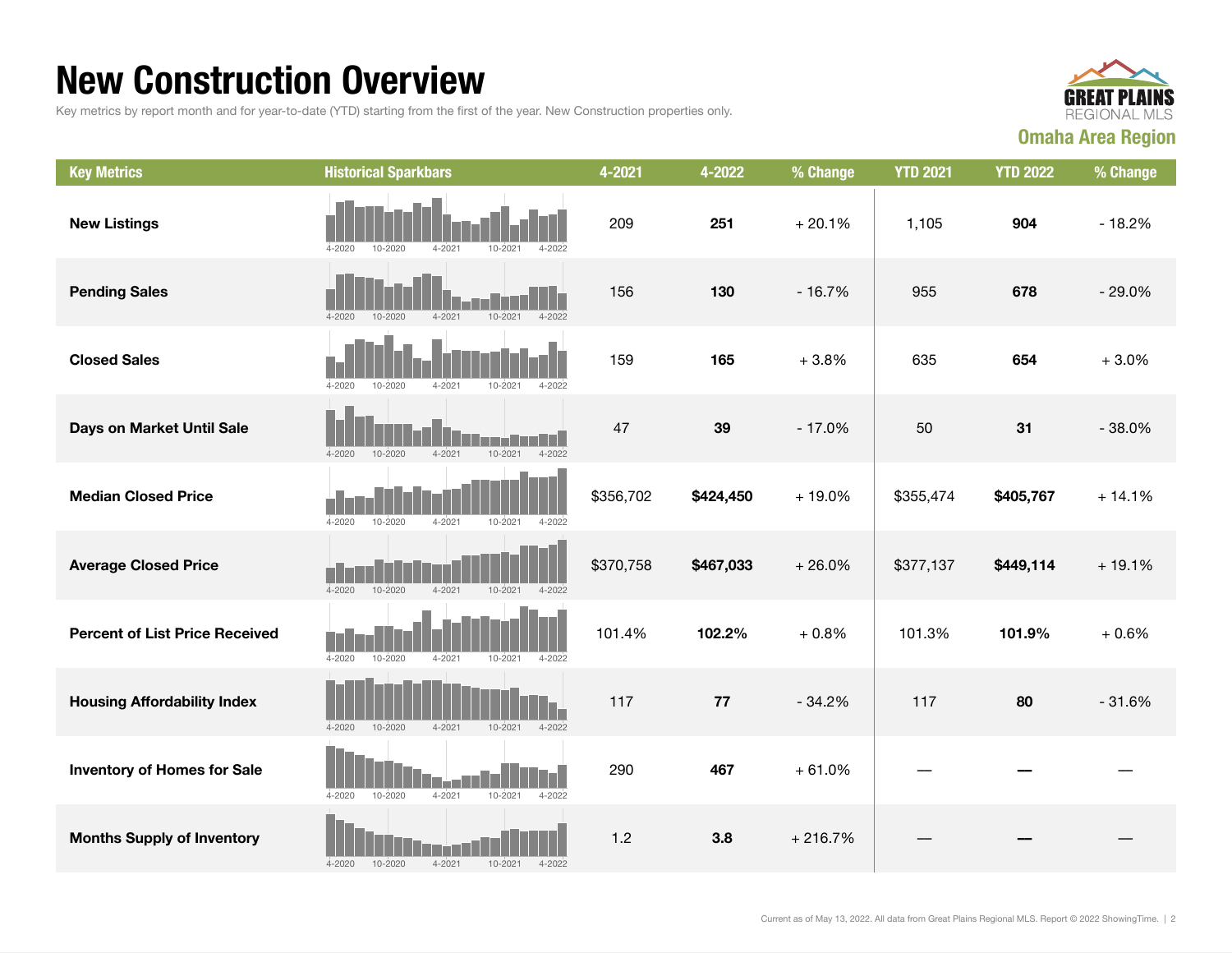# New Construction Overview

Key metrics by report month and for year-to-date (YTD) starting from the first of the year. New Construction properties only.

**GREAT PLAINS** REGIONAL MLS

**Omaha Area Region**

| Key Metrics | Historical Sparkbars | 4-2021 | 4-2022 | % Change | YTD 2021 | YTD 2022 | % Change |
|---|---|---|---|---|---|---|---|
| **New Listings** | 4-2020 10-2020 4-2021 10-2021 4-2022 | 209 | **251** | + 20.1% | 1,105 | **904** | - 18.2% |
| **Pending Sales** | 4-2020 10-2020 4-2021 10-2021 4-2022 | 156 | **130** | - 16.7% | 955 | **678** | - 29.0% |
| **Closed Sales** | 4-2020 10-2020 4-2021 10-2021 4-2022 | 159 | **165** | + 3.8% | 635 | **654** | + 3.0% |
| **Days on Market Until Sale** | 4-2020 10-2020 4-2021 10-2021 4-2022 | 47 | **39** | - 17.0% | 50 | **31** | - 38.0% |
| **Median Closed Price** | 4-2020 10-2020 4-2021 10-2021 4-2022 | $356,702 | **$424,450** | + 19.0% | $355,474 | **$405,767** | + 14.1% |
| **Average Closed Price** | 4-2020 10-2020 4-2021 10-2021 4-2022 | $370,758 | **$467,033** | + 26.0% | $377,137 | **$449,114** | + 19.1% |
| **Percent of List Price Received** | 4-2020 10-2020 4-2021 10-2021 4-2022 | 101.4% | **102.2%** | + 0.8% | 101.3% | **101.9%** | + 0.6% |
| **Housing Affordability Index** | 4-2020 10-2020 4-2021 10-2021 4-2022 | 117 | **77** | - 34.2% | 117 | **80** | - 31.6% |
| **Inventory of Homes for Sale** | 4-2020 10-2020 4-2021 10-2021 4-2022 | 290 | **467** | + 61.0% | — | **—** | — |
| **Months Supply of Inventory** | 4-2020 10-2020 4-2021 10-2021 4-2022 | 1.2 | **3.8** | + 216.7% | — | **—** | — |

Current as of May 13, 2022. All data from Great Plains Regional MLS. Report © 2022 ShowingTime.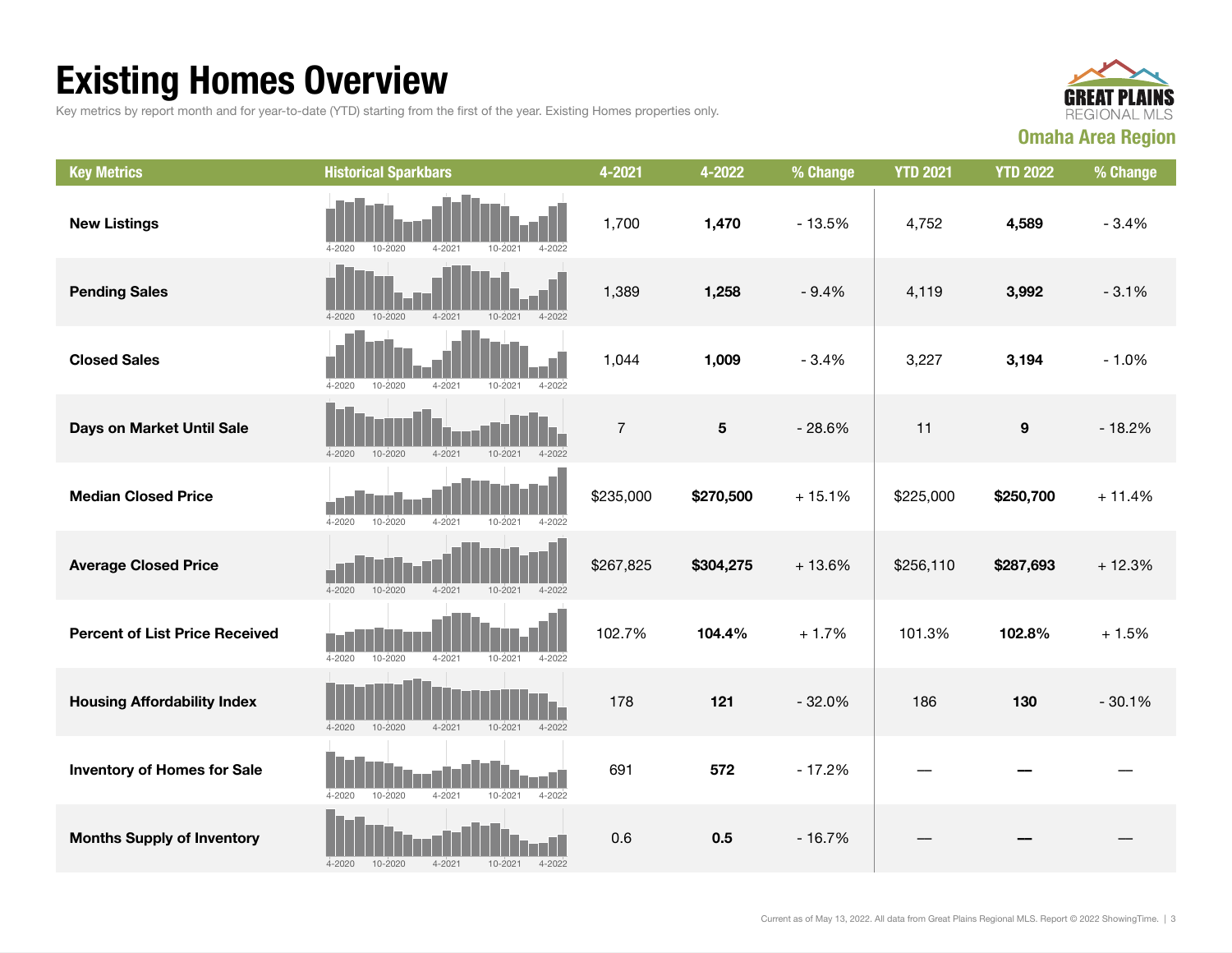# Existing Homes Overview

Key metrics by report month and for year-to-date (YTD) starting from the first of the year. Existing Homes properties only.

GREAT PLAINS REGIONAL MLS

**Omaha Area Region**

| Key Metrics | Historical Sparkbars | 4-2021 | 4-2022 | % Change | YTD 2021 | YTD 2022 | % Change |
|---|---|---|---|---|---|---|---|
| **New Listings** | 4-2020 10-2020 4-2021 10-2021 4-2022 | 1,700 | **1,470** | - 13.5% | 4,752 | **4,589** | - 3.4% |
| **Pending Sales** | 4-2020 10-2020 4-2021 10-2021 4-2022 | 1,389 | **1,258** | - 9.4% | 4,119 | **3,992** | - 3.1% |
| **Closed Sales** | 4-2020 10-2020 4-2021 10-2021 4-2022 | 1,044 | **1,009** | - 3.4% | 3,227 | **3,194** | - 1.0% |
| **Days on Market Until Sale** | 4-2020 10-2020 4-2021 10-2021 4-2022 | 7 | **5** | - 28.6% | 11 | **9** | - 18.2% |
| **Median Closed Price** | 4-2020 10-2020 4-2021 10-2021 4-2022 | $235,000 | **$270,500** | + 15.1% | $225,000 | **$250,700** | + 11.4% |
| **Average Closed Price** | 4-2020 10-2020 4-2021 10-2021 4-2022 | $267,825 | **$304,275** | + 13.6% | $256,110 | **$287,693** | + 12.3% |
| **Percent of List Price Received** | 4-2020 10-2020 4-2021 10-2021 4-2022 | 102.7% | **104.4%** | + 1.7% | 101.3% | **102.8%** | + 1.5% |
| **Housing Affordability Index** | 4-2020 10-2020 4-2021 10-2021 4-2022 | 178 | **121** | - 32.0% | 186 | **130** | - 30.1% |
| **Inventory of Homes for Sale** | 4-2020 10-2020 4-2021 10-2021 4-2022 | 691 | **572** | - 17.2% | — | **—** | — |
| **Months Supply of Inventory** | 4-2020 10-2020 4-2021 10-2021 4-2022 | 0.6 | **0.5** | - 16.7% | — | **—** | — |

Current as of May 13, 2022. All data from Great Plains Regional MLS. Report © 2022 ShowingTime.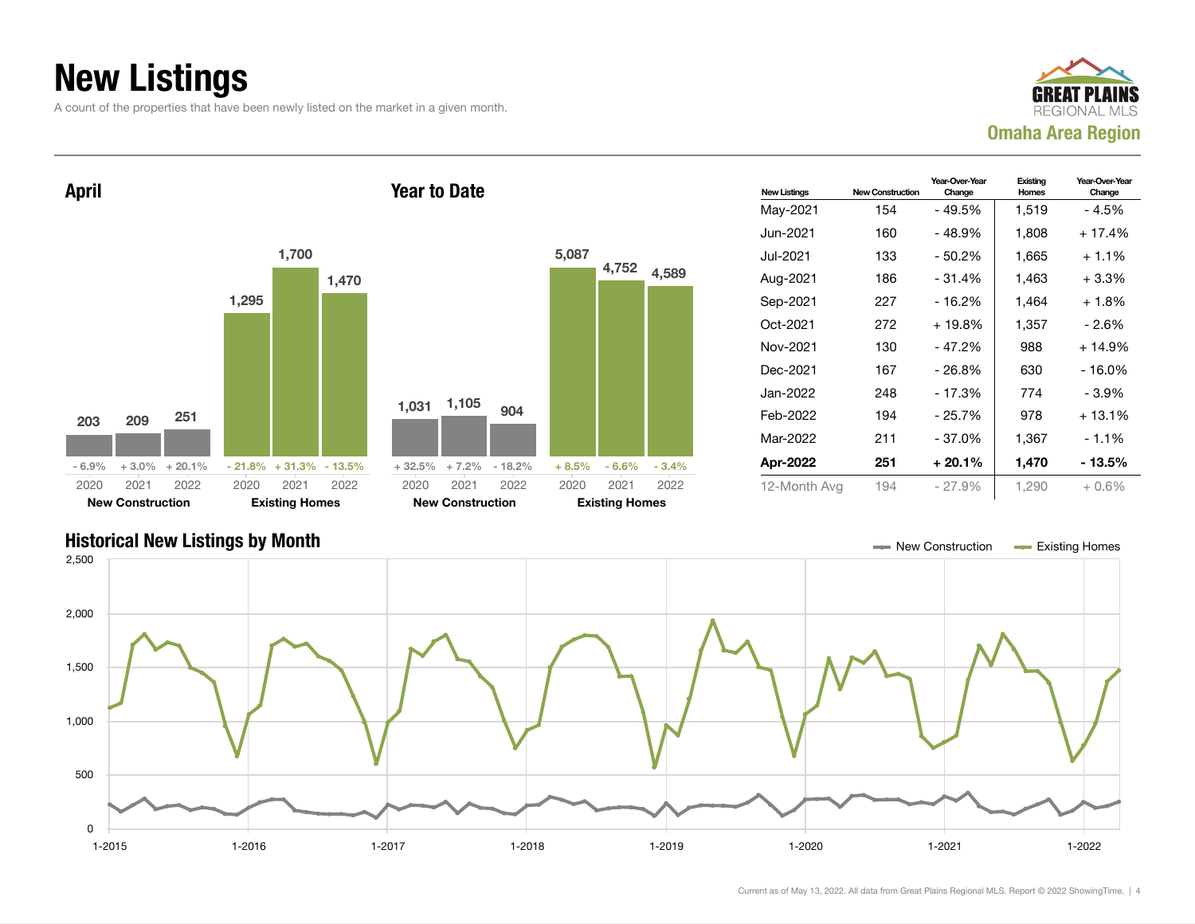# New Listings

A count of the properties that have been newly listed on the market in a given month.

GREAT PLAINS REGIONAL MLS

**Omaha Area Region**

## April

| | 2020 | 2021 | 2022 |
|---|---|---|---|
| New Construction | 203 | 209 | 251 |
| Change | - 6.9% | + 3.0% | + 20.1% |
| Existing Homes | 1,295 | 1,700 | 1,470 |
| Change | - 21.8% | + 31.3% | - 13.5% |

## Year to Date

| | 2020 | 2021 | 2022 |
|---|---|---|---|
| New Construction | 1,031 | 1,105 | 904 |
| Change | + 32.5% | + 7.2% | - 18.2% |
| Existing Homes | 5,087 | 4,752 | 4,589 |
| Change | + 8.5% | - 6.6% | - 3.4% |

| New Listings | New Construction | Year-Over-Year Change | Existing Homes | Year-Over-Year Change |
|---|---|---|---|---|
| May-2021 | 154 | - 49.5% | 1,519 | - 4.5% |
| Jun-2021 | 160 | - 48.9% | 1,808 | + 17.4% |
| Jul-2021 | 133 | - 50.2% | 1,665 | + 1.1% |
| Aug-2021 | 186 | - 31.4% | 1,463 | + 3.3% |
| Sep-2021 | 227 | - 16.2% | 1,464 | + 1.8% |
| Oct-2021 | 272 | + 19.8% | 1,357 | - 2.6% |
| Nov-2021 | 130 | - 47.2% | 988 | + 14.9% |
| Dec-2021 | 167 | - 26.8% | 630 | - 16.0% |
| Jan-2022 | 248 | - 17.3% | 774 | - 3.9% |
| Feb-2022 | 194 | - 25.7% | 978 | + 13.1% |
| Mar-2022 | 211 | - 37.0% | 1,367 | - 1.1% |
| **Apr-2022** | **251** | **+ 20.1%** | **1,470** | **- 13.5%** |
| 12-Month Avg | 194 | - 27.9% | 1,290 | + 0.6% |

## Historical New Listings by Month

Legend: New Construction, Existing Homes

Y-axis: 0, 500, 1,000, 1,500, 2,000, 2,500

X-axis: 1-2015, 1-2016, 1-2017, 1-2018, 1-2019, 1-2020, 1-2021, 1-2022

Current as of May 13, 2022. All data from Great Plains Regional MLS. Report © 2022 ShowingTime.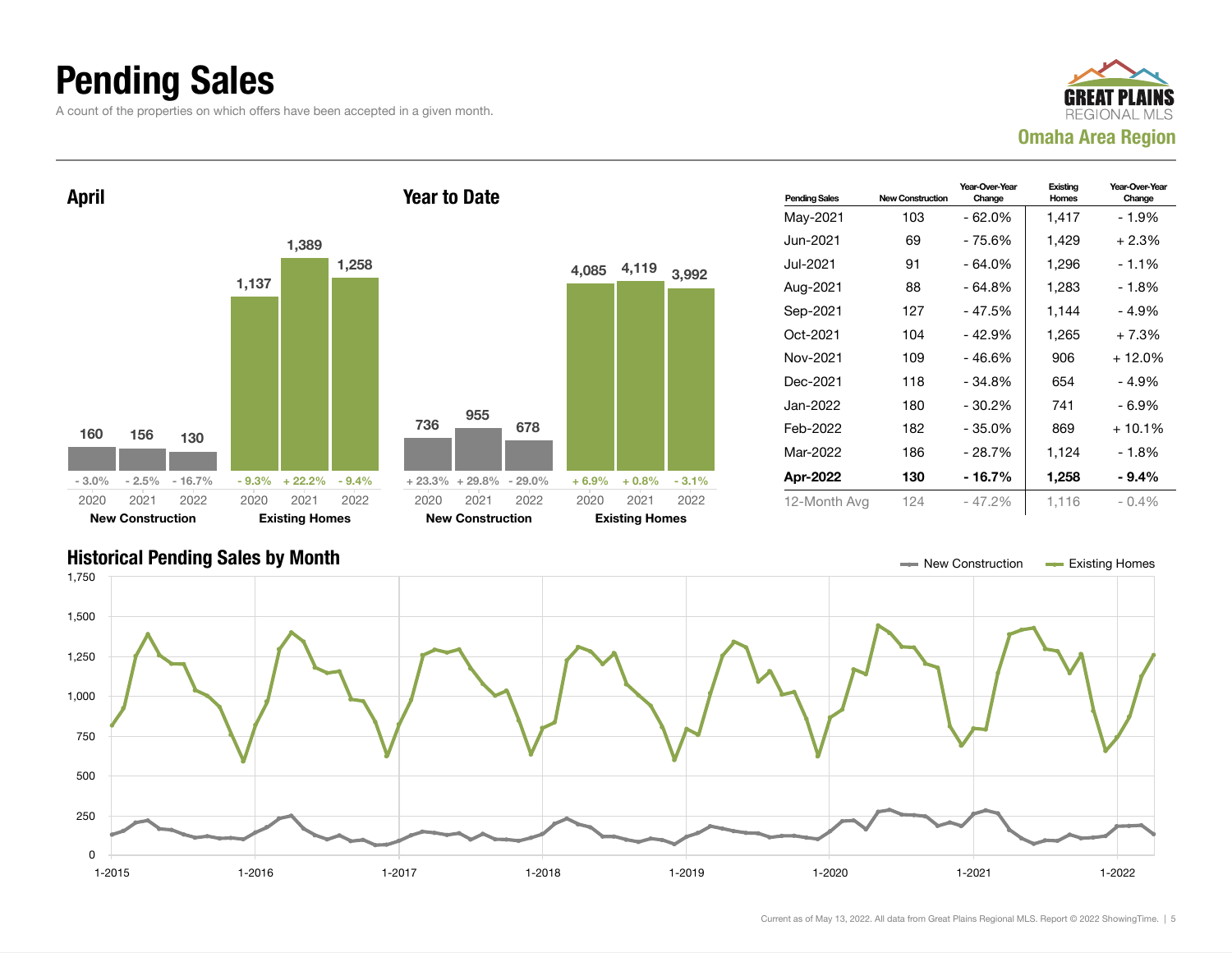# Pending Sales

A count of the properties on which offers have been accepted in a given month.

**GREAT PLAINS REGIONAL MLS**
**Omaha Area Region**

## April

| | 2020 | 2021 | 2022 |
|---|---|---|---|
| New Construction | 160 | 156 | 130 |
| Change | - 3.0% | - 2.5% | - 16.7% |
| Existing Homes | 1,137 | 1,389 | 1,258 |
| Change | - 9.3% | + 22.2% | - 9.4% |

## Year to Date

| | 2020 | 2021 | 2022 |
|---|---|---|---|
| New Construction | 736 | 955 | 678 |
| Change | + 23.3% | + 29.8% | - 29.0% |
| Existing Homes | 4,085 | 4,119 | 3,992 |
| Change | + 6.9% | + 0.8% | - 3.1% |

| Pending Sales | New Construction | Year-Over-Year Change | Existing Homes | Year-Over-Year Change |
|---|---|---|---|---|
| May-2021 | 103 | - 62.0% | 1,417 | - 1.9% |
| Jun-2021 | 69 | - 75.6% | 1,429 | + 2.3% |
| Jul-2021 | 91 | - 64.0% | 1,296 | - 1.1% |
| Aug-2021 | 88 | - 64.8% | 1,283 | - 1.8% |
| Sep-2021 | 127 | - 47.5% | 1,144 | - 4.9% |
| Oct-2021 | 104 | - 42.9% | 1,265 | + 7.3% |
| Nov-2021 | 109 | - 46.6% | 906 | + 12.0% |
| Dec-2021 | 118 | - 34.8% | 654 | - 4.9% |
| Jan-2022 | 180 | - 30.2% | 741 | - 6.9% |
| Feb-2022 | 182 | - 35.0% | 869 | + 10.1% |
| Mar-2022 | 186 | - 28.7% | 1,124 | - 1.8% |
| **Apr-2022** | **130** | **- 16.7%** | **1,258** | **- 9.4%** |
| 12-Month Avg | 124 | - 47.2% | 1,116 | - 0.4% |

## Historical Pending Sales by Month

New Construction / Existing Homes

Current as of May 13, 2022. All data from Great Plains Regional MLS. Report © 2022 ShowingTime.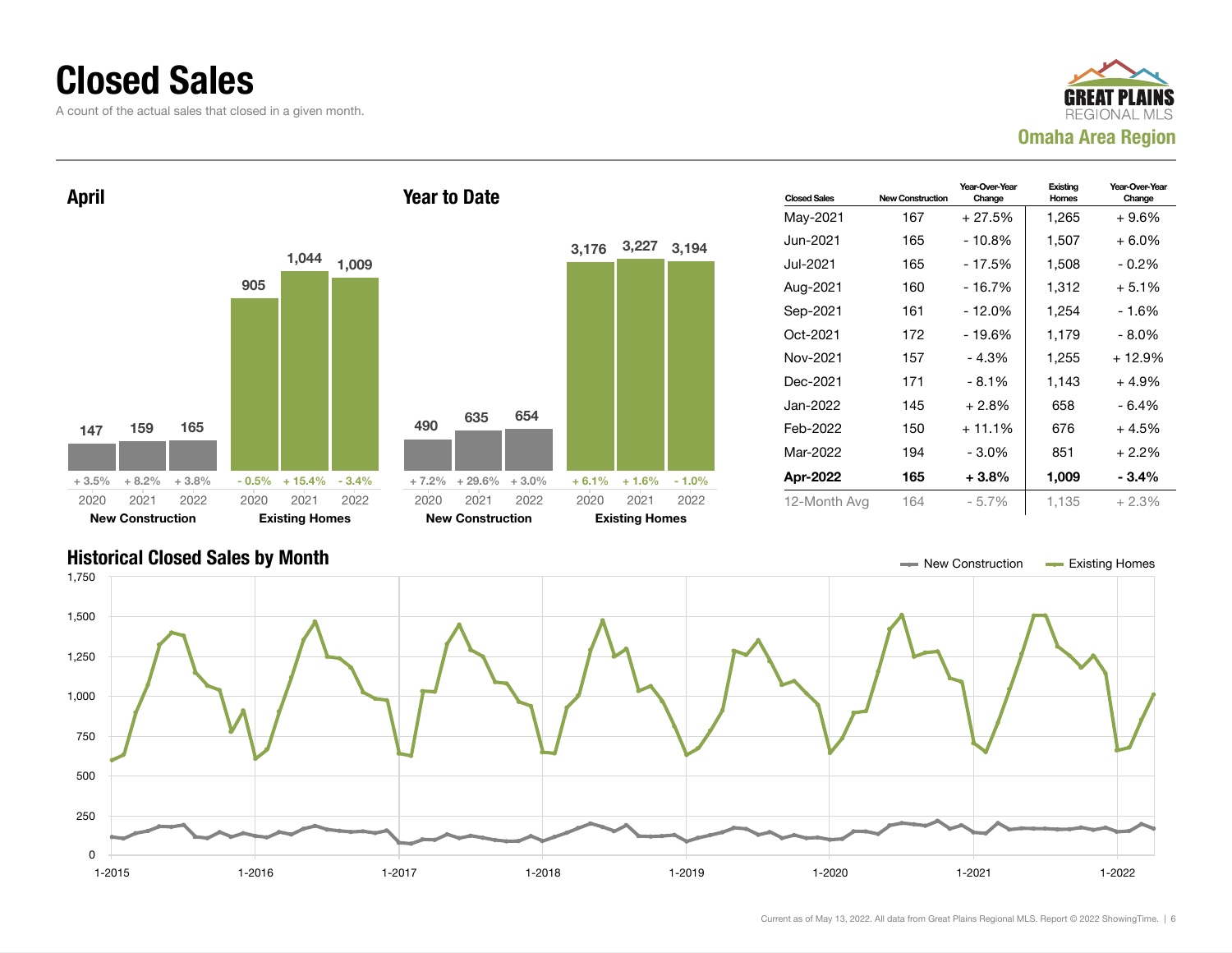# Closed Sales

A count of the actual sales that closed in a given month.

GREAT PLAINS REGIONAL MLS
**Omaha Area Region**

## April

| | 2020 | 2021 | 2022 |
|---|---|---|---|
| **New Construction** | 147 | 159 | 165 |
| Change | + 3.5% | + 8.2% | + 3.8% |
| **Existing Homes** | 905 | 1,044 | 1,009 |
| Change | - 0.5% | + 15.4% | - 3.4% |

## Year to Date

| | 2020 | 2021 | 2022 |
|---|---|---|---|
| **New Construction** | 490 | 635 | 654 |
| Change | + 7.2% | + 29.6% | + 3.0% |
| **Existing Homes** | 3,176 | 3,227 | 3,194 |
| Change | + 6.1% | + 1.6% | - 1.0% |

| Closed Sales | New Construction | Year-Over-Year Change | Existing Homes | Year-Over-Year Change |
|---|---|---|---|---|
| May-2021 | 167 | + 27.5% | 1,265 | + 9.6% |
| Jun-2021 | 165 | - 10.8% | 1,507 | + 6.0% |
| Jul-2021 | 165 | - 17.5% | 1,508 | - 0.2% |
| Aug-2021 | 160 | - 16.7% | 1,312 | + 5.1% |
| Sep-2021 | 161 | - 12.0% | 1,254 | - 1.6% |
| Oct-2021 | 172 | - 19.6% | 1,179 | - 8.0% |
| Nov-2021 | 157 | - 4.3% | 1,255 | + 12.9% |
| Dec-2021 | 171 | - 8.1% | 1,143 | + 4.9% |
| Jan-2022 | 145 | + 2.8% | 658 | - 6.4% |
| Feb-2022 | 150 | + 11.1% | 676 | + 4.5% |
| Mar-2022 | 194 | - 3.0% | 851 | + 2.2% |
| **Apr-2022** | **165** | **+ 3.8%** | **1,009** | **- 3.4%** |
| 12-Month Avg | 164 | - 5.7% | 1,135 | + 2.3% |

## Historical Closed Sales by Month

Current as of May 13, 2022. All data from Great Plains Regional MLS. Report © 2022 ShowingTime.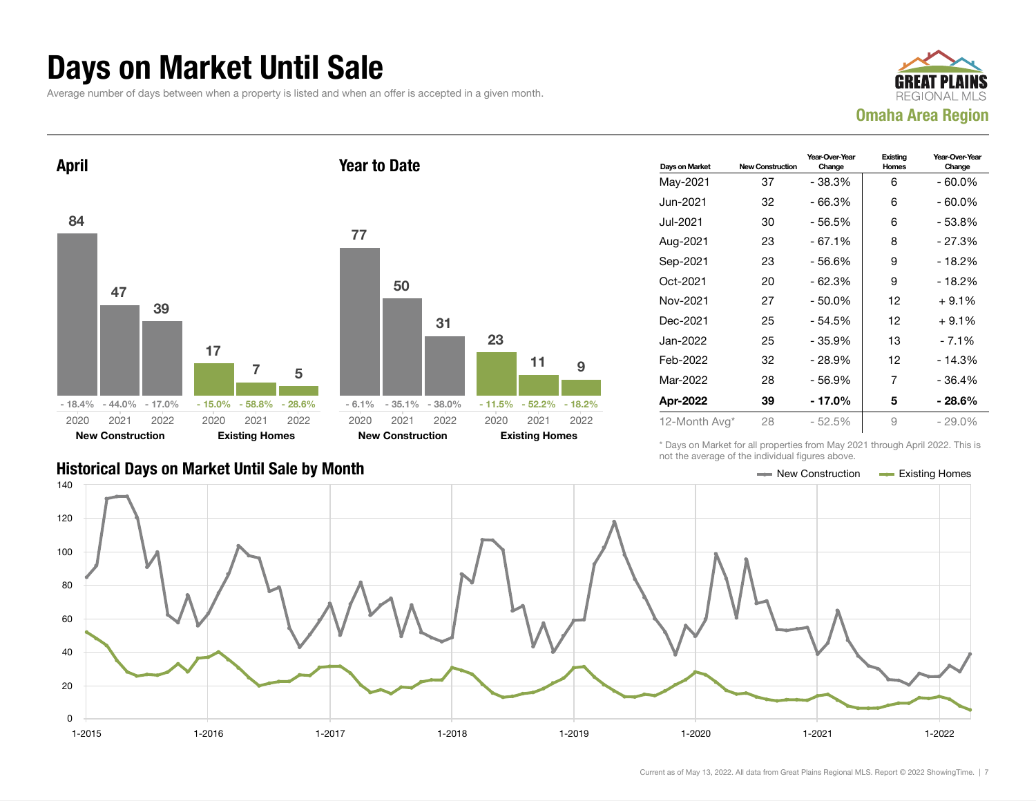# Days on Market Until Sale

Average number of days between when a property is listed and when an offer is accepted in a given month.

GREAT PLAINS REGIONAL MLS

**Omaha Area Region**

## April

| | 2020 | 2021 | 2022 |
|---|---|---|---|
| New Construction | 84 | 47 | 39 |
| Change | - 18.4% | - 44.0% | - 17.0% |
| Existing Homes | 17 | 7 | 5 |
| Change | - 15.0% | - 58.8% | - 28.6% |

## Year to Date

| | 2020 | 2021 | 2022 |
|---|---|---|---|
| New Construction | 77 | 50 | 31 |
| Change | - 6.1% | - 35.1% | - 38.0% |
| Existing Homes | 23 | 11 | 9 |
| Change | - 11.5% | - 52.2% | - 18.2% |

| Days on Market | New Construction | Year-Over-Year Change | Existing Homes | Year-Over-Year Change |
|---|---|---|---|---|
| May-2021 | 37 | - 38.3% | 6 | - 60.0% |
| Jun-2021 | 32 | - 66.3% | 6 | - 60.0% |
| Jul-2021 | 30 | - 56.5% | 6 | - 53.8% |
| Aug-2021 | 23 | - 67.1% | 8 | - 27.3% |
| Sep-2021 | 23 | - 56.6% | 9 | - 18.2% |
| Oct-2021 | 20 | - 62.3% | 9 | - 18.2% |
| Nov-2021 | 27 | - 50.0% | 12 | + 9.1% |
| Dec-2021 | 25 | - 54.5% | 12 | + 9.1% |
| Jan-2022 | 25 | - 35.9% | 13 | - 7.1% |
| Feb-2022 | 32 | - 28.9% | 12 | - 14.3% |
| Mar-2022 | 28 | - 56.9% | 7 | - 36.4% |
| **Apr-2022** | **39** | **- 17.0%** | **5** | **- 28.6%** |
| 12-Month Avg* | 28 | - 52.5% | 9 | - 29.0% |

\* Days on Market for all properties from May 2021 through April 2022. This is not the average of the individual figures above.

## Historical Days on Market Until Sale by Month

New Construction — Existing Homes

Current as of May 13, 2022. All data from Great Plains Regional MLS. Report © 2022 ShowingTime.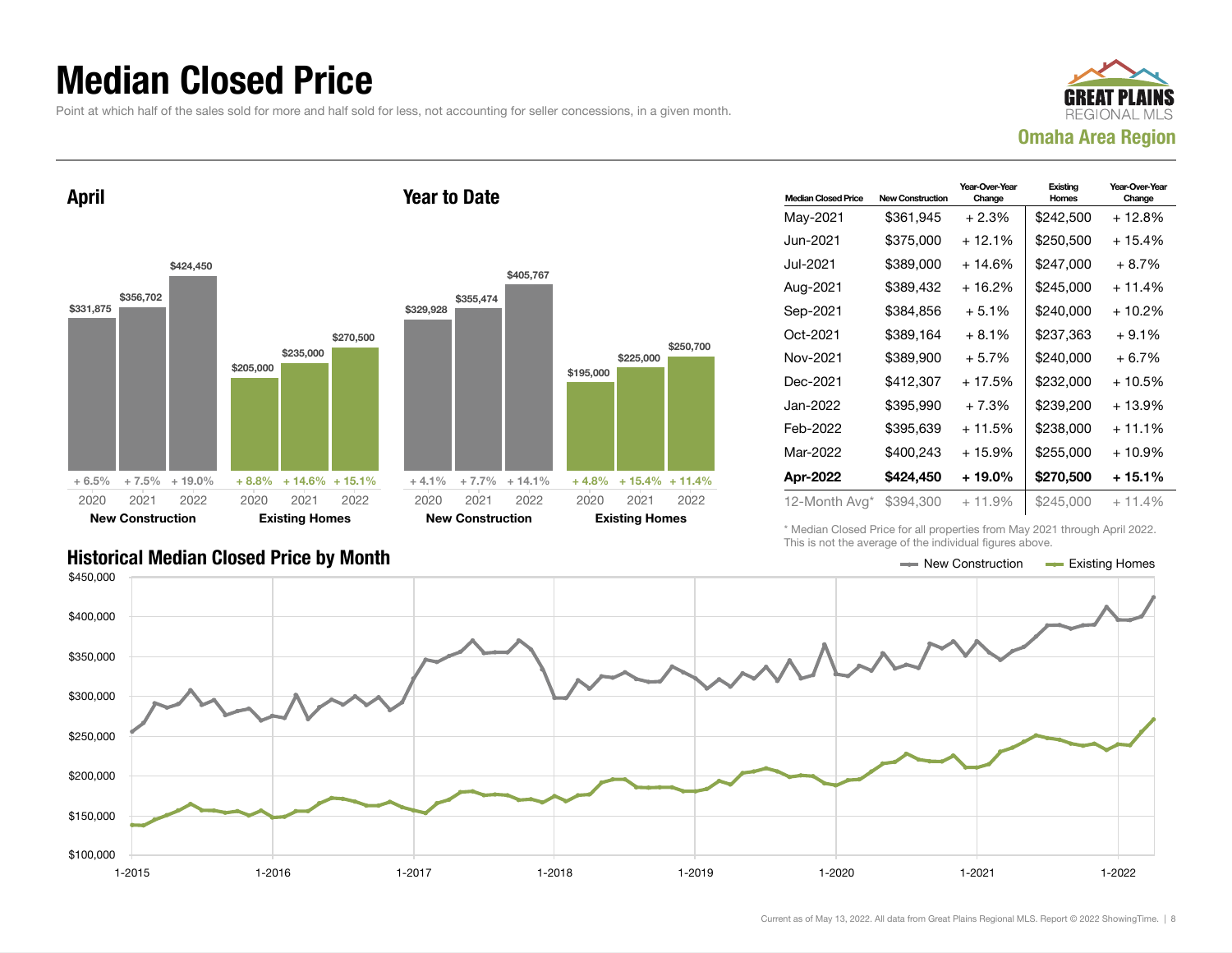# Median Closed Price

Point at which half of the sales sold for more and half sold for less, not accounting for seller concessions, in a given month.

**GREAT PLAINS** REGIONAL MLS

**Omaha Area Region**

## April

| | 2020 | 2021 | 2022 |
|---|---|---|---|
| New Construction | $331,875 | $356,702 | $424,450 |
| | + 6.5% | + 7.5% | + 19.0% |
| Existing Homes | $205,000 | $235,000 | $270,500 |
| | + 8.8% | + 14.6% | + 15.1% |

## Year to Date

| | 2020 | 2021 | 2022 |
|---|---|---|---|
| New Construction | $329,928 | $355,474 | $405,767 |
| | + 4.1% | + 7.7% | + 14.1% |
| Existing Homes | $195,000 | $225,000 | $250,700 |
| | + 4.8% | + 15.4% | + 11.4% |

| Median Closed Price | New Construction | Year-Over-Year Change | Existing Homes | Year-Over-Year Change |
|---|---|---|---|---|
| May-2021 | $361,945 | + 2.3% | $242,500 | + 12.8% |
| Jun-2021 | $375,000 | + 12.1% | $250,500 | + 15.4% |
| Jul-2021 | $389,000 | + 14.6% | $247,000 | + 8.7% |
| Aug-2021 | $389,432 | + 16.2% | $245,000 | + 11.4% |
| Sep-2021 | $384,856 | + 5.1% | $240,000 | + 10.2% |
| Oct-2021 | $389,164 | + 8.1% | $237,363 | + 9.1% |
| Nov-2021 | $389,900 | + 5.7% | $240,000 | + 6.7% |
| Dec-2021 | $412,307 | + 17.5% | $232,000 | + 10.5% |
| Jan-2022 | $395,990 | + 7.3% | $239,200 | + 13.9% |
| Feb-2022 | $395,639 | + 11.5% | $238,000 | + 11.1% |
| Mar-2022 | $400,243 | + 15.9% | $255,000 | + 10.9% |
| **Apr-2022** | **$424,450** | **+ 19.0%** | **$270,500** | **+ 15.1%** |
| 12-Month Avg* | $394,300 | + 11.9% | $245,000 | + 11.4% |

\* Median Closed Price for all properties from May 2021 through April 2022. This is not the average of the individual figures above.

## Historical Median Closed Price by Month

New Construction — Existing Homes

$450,000 · $400,000 · $350,000 · $300,000 · $250,000 · $200,000 · $150,000 · $100,000

1-2015 · 1-2016 · 1-2017 · 1-2018 · 1-2019 · 1-2020 · 1-2021 · 1-2022

Current as of May 13, 2022. All data from Great Plains Regional MLS. Report © 2022 ShowingTime.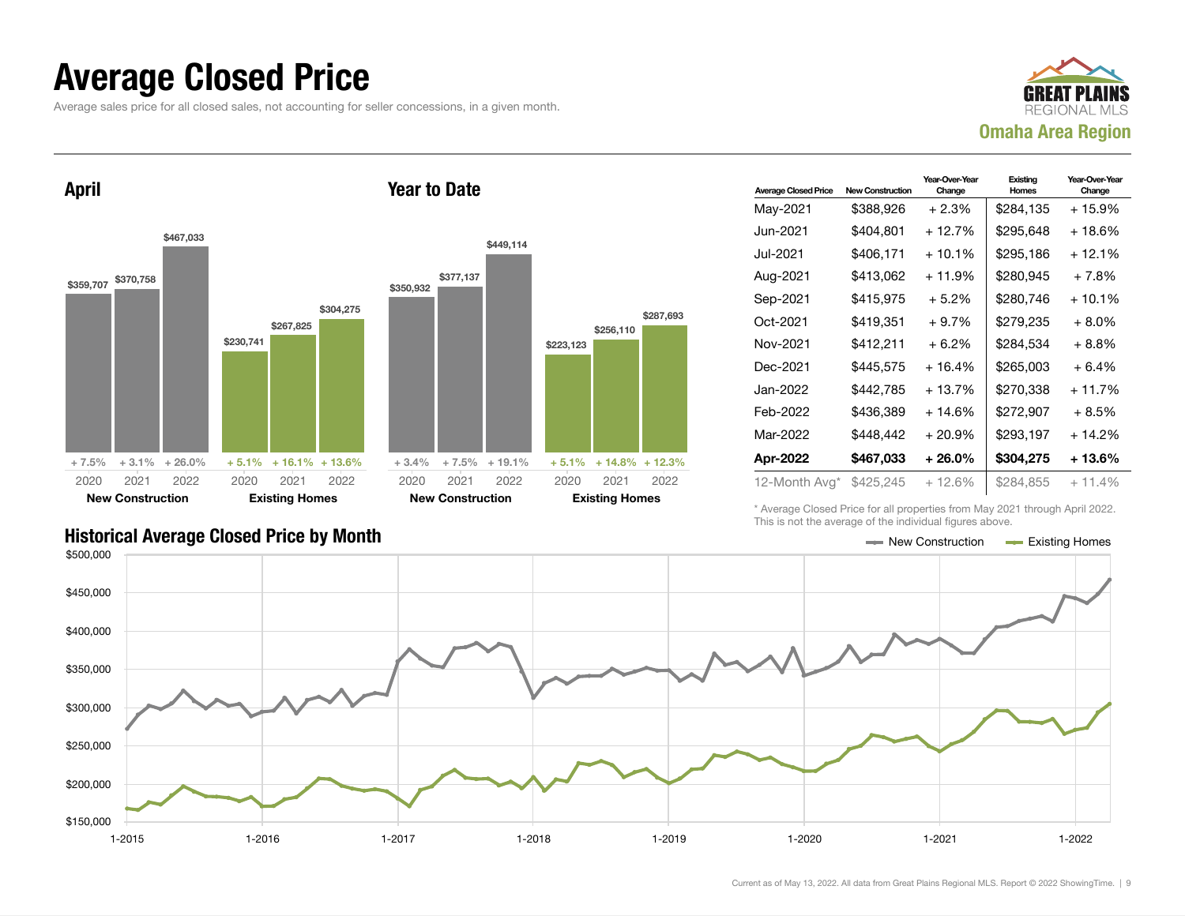# Average Closed Price

Average sales price for all closed sales, not accounting for seller concessions, in a given month.

**GREAT PLAINS REGIONAL MLS**
**Omaha Area Region**

## April

| | 2020 | 2021 | 2022 |
|---|---|---|---|
| New Construction | $359,707 | $370,758 | $467,033 |
| Change | + 7.5% | + 3.1% | + 26.0% |
| Existing Homes | $230,741 | $267,825 | $304,275 |
| Change | + 5.1% | + 16.1% | + 13.6% |

## Year to Date

| | 2020 | 2021 | 2022 |
|---|---|---|---|
| New Construction | $350,932 | $377,137 | $449,114 |
| Change | + 3.4% | + 7.5% | + 19.1% |
| Existing Homes | $223,123 | $256,110 | $287,693 |
| Change | + 5.1% | + 14.8% | + 12.3% |

| Average Closed Price | New Construction | Year-Over-Year Change | Existing Homes | Year-Over-Year Change |
|---|---|---|---|---|
| May-2021 | $388,926 | + 2.3% | $284,135 | + 15.9% |
| Jun-2021 | $404,801 | + 12.7% | $295,648 | + 18.6% |
| Jul-2021 | $406,171 | + 10.1% | $295,186 | + 12.1% |
| Aug-2021 | $413,062 | + 11.9% | $280,945 | + 7.8% |
| Sep-2021 | $415,975 | + 5.2% | $280,746 | + 10.1% |
| Oct-2021 | $419,351 | + 9.7% | $279,235 | + 8.0% |
| Nov-2021 | $412,211 | + 6.2% | $284,534 | + 8.8% |
| Dec-2021 | $445,575 | + 16.4% | $265,003 | + 6.4% |
| Jan-2022 | $442,785 | + 13.7% | $270,338 | + 11.7% |
| Feb-2022 | $436,389 | + 14.6% | $272,907 | + 8.5% |
| Mar-2022 | $448,442 | + 20.9% | $293,197 | + 14.2% |
| **Apr-2022** | **$467,033** | **+ 26.0%** | **$304,275** | **+ 13.6%** |
| 12-Month Avg* | $425,245 | + 12.6% | $284,855 | + 11.4% |

\* Average Closed Price for all properties from May 2021 through April 2022. This is not the average of the individual figures above.

## Historical Average Closed Price by Month

New Construction — Existing Homes

$500,000 | $450,000 | $400,000 | $350,000 | $300,000 | $250,000 | $200,000 | $150,000

1-2015 | 1-2016 | 1-2017 | 1-2018 | 1-2019 | 1-2020 | 1-2021 | 1-2022

Current as of May 13, 2022. All data from Great Plains Regional MLS. Report © 2022 ShowingTime.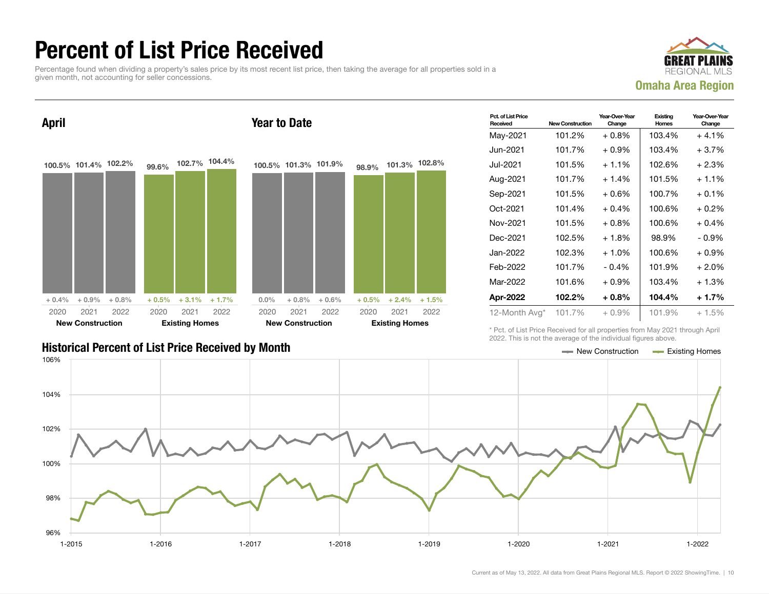# Percent of List Price Received

Percentage found when dividing a property's sales price by its most recent list price, then taking the average for all properties sold in a given month, not accounting for seller concessions.

GREAT PLAINS REGIONAL MLS
**Omaha Area Region**

## April

| | 2020 | 2021 | 2022 |
|---|---|---|---|
| **New Construction** | 100.5% | 101.4% | 102.2% |
| Change | + 0.4% | + 0.9% | + 0.8% |
| **Existing Homes** | 99.6% | 102.7% | 104.4% |
| Change | + 0.5% | + 3.1% | + 1.7% |

## Year to Date

| | 2020 | 2021 | 2022 |
|---|---|---|---|
| **New Construction** | 100.5% | 101.3% | 101.9% |
| Change | 0.0% | + 0.8% | + 0.6% |
| **Existing Homes** | 98.9% | 101.3% | 102.8% |
| Change | + 0.5% | + 2.4% | + 1.5% |

| Pct. of List Price Received | New Construction | Year-Over-Year Change | Existing Homes | Year-Over-Year Change |
|---|---|---|---|---|
| May-2021 | 101.2% | + 0.8% | 103.4% | + 4.1% |
| Jun-2021 | 101.7% | + 0.9% | 103.4% | + 3.7% |
| Jul-2021 | 101.5% | + 1.1% | 102.6% | + 2.3% |
| Aug-2021 | 101.7% | + 1.4% | 101.5% | + 1.1% |
| Sep-2021 | 101.5% | + 0.6% | 100.7% | + 0.1% |
| Oct-2021 | 101.4% | + 0.4% | 100.6% | + 0.2% |
| Nov-2021 | 101.5% | + 0.8% | 100.6% | + 0.4% |
| Dec-2021 | 102.5% | + 1.8% | 98.9% | - 0.9% |
| Jan-2022 | 102.3% | + 1.0% | 100.6% | + 0.9% |
| Feb-2022 | 101.7% | - 0.4% | 101.9% | + 2.0% |
| Mar-2022 | 101.6% | + 0.9% | 103.4% | + 1.3% |
| **Apr-2022** | **102.2%** | **+ 0.8%** | **104.4%** | **+ 1.7%** |
| 12-Month Avg* | 101.7% | + 0.9% | 101.9% | + 1.5% |

\* Pct. of List Price Received for all properties from May 2021 through April 2022. This is not the average of the individual figures above.

## Historical Percent of List Price Received by Month

Legend: New Construction, Existing Homes

Y-axis: 96% – 106%; X-axis: 1-2015 through 1-2022

Current as of May 13, 2022. All data from Great Plains Regional MLS. Report © 2022 ShowingTime.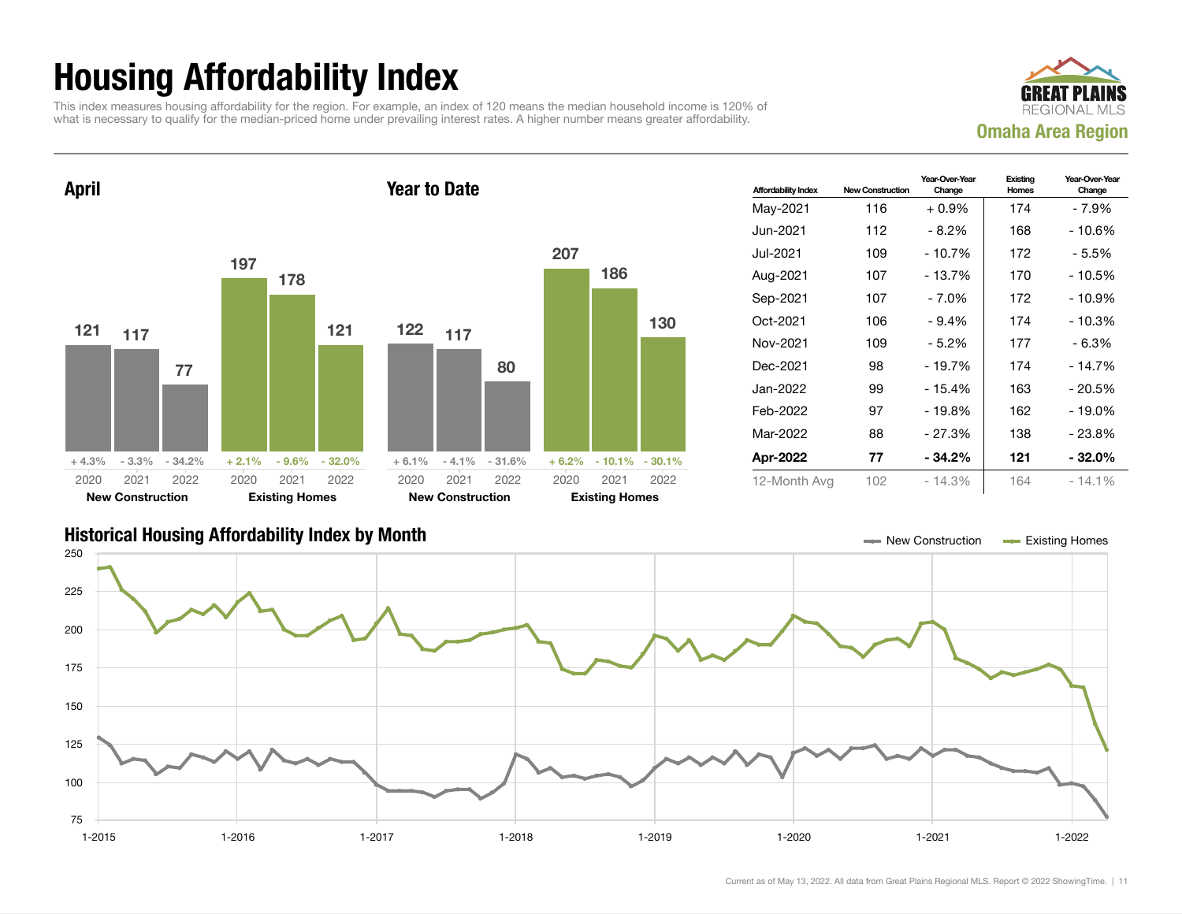# Housing Affordability Index

This index measures housing affordability for the region. For example, an index of 120 means the median household income is 120% of what is necessary to qualify for the median-priced home under prevailing interest rates. A higher number means greater affordability.

**GREAT PLAINS REGIONAL MLS**

**Omaha Area Region**

## April

| | 2020 | 2021 | 2022 |
|---|---|---|---|
| New Construction | 121 (+ 4.3%) | 117 (- 3.3%) | 77 (- 34.2%) |
| Existing Homes | 197 (+ 2.1%) | 178 (- 9.6%) | 121 (- 32.0%) |

## Year to Date

| | 2020 | 2021 | 2022 |
|---|---|---|---|
| New Construction | 122 (+ 6.1%) | 117 (- 4.1%) | 80 (- 31.6%) |
| Existing Homes | 207 (+ 6.2%) | 186 (- 10.1%) | 130 (- 30.1%) |

| Affordability Index | New Construction | Year-Over-Year Change | Existing Homes | Year-Over-Year Change |
|---|---|---|---|---|
| May-2021 | 116 | + 0.9% | 174 | - 7.9% |
| Jun-2021 | 112 | - 8.2% | 168 | - 10.6% |
| Jul-2021 | 109 | - 10.7% | 172 | - 5.5% |
| Aug-2021 | 107 | - 13.7% | 170 | - 10.5% |
| Sep-2021 | 107 | - 7.0% | 172 | - 10.9% |
| Oct-2021 | 106 | - 9.4% | 174 | - 10.3% |
| Nov-2021 | 109 | - 5.2% | 177 | - 6.3% |
| Dec-2021 | 98 | - 19.7% | 174 | - 14.7% |
| Jan-2022 | 99 | - 15.4% | 163 | - 20.5% |
| Feb-2022 | 97 | - 19.8% | 162 | - 19.0% |
| Mar-2022 | 88 | - 27.3% | 138 | - 23.8% |
| **Apr-2022** | **77** | **- 34.2%** | **121** | **- 32.0%** |
| 12-Month Avg | 102 | - 14.3% | 164 | - 14.1% |

## Historical Housing Affordability Index by Month

New Construction — Existing Homes

Current as of May 13, 2022. All data from Great Plains Regional MLS. Report © 2022 ShowingTime.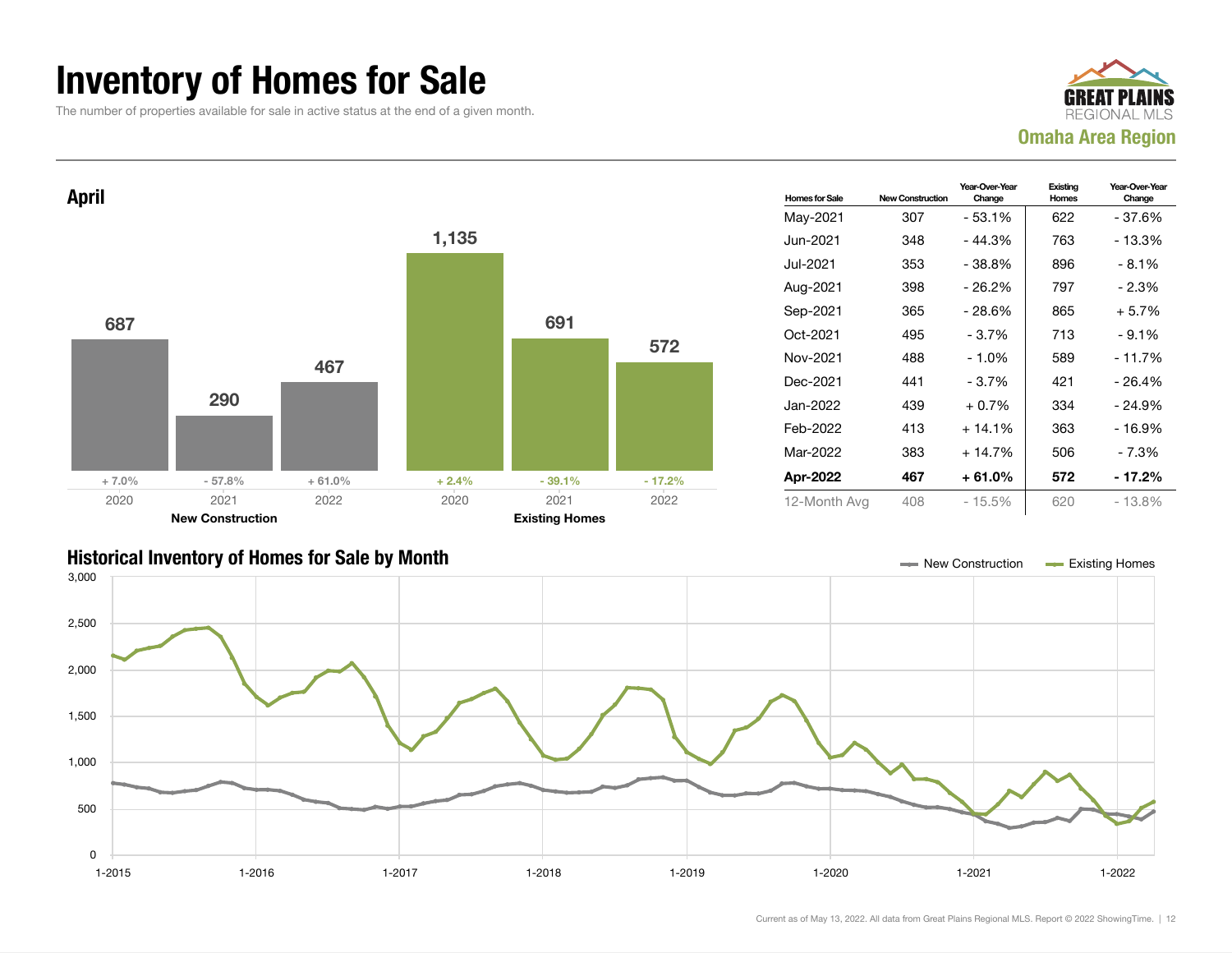# Inventory of Homes for Sale

The number of properties available for sale in active status at the end of a given month.

GREAT PLAINS REGIONAL MLS

**Omaha Area Region**

## April

| | 2020 | 2021 | 2022 |
|---|---|---|---|
| New Construction | 687 | 290 | 467 |
| Change | + 7.0% | - 57.8% | + 61.0% |
| Existing Homes | 1,135 | 691 | 572 |
| Change | + 2.4% | - 39.1% | - 17.2% |

| Homes for Sale | New Construction | Year-Over-Year Change | Existing Homes | Year-Over-Year Change |
|---|---|---|---|---|
| May-2021 | 307 | - 53.1% | 622 | - 37.6% |
| Jun-2021 | 348 | - 44.3% | 763 | - 13.3% |
| Jul-2021 | 353 | - 38.8% | 896 | - 8.1% |
| Aug-2021 | 398 | - 26.2% | 797 | - 2.3% |
| Sep-2021 | 365 | - 28.6% | 865 | + 5.7% |
| Oct-2021 | 495 | - 3.7% | 713 | - 9.1% |
| Nov-2021 | 488 | - 1.0% | 589 | - 11.7% |
| Dec-2021 | 441 | - 3.7% | 421 | - 26.4% |
| Jan-2022 | 439 | + 0.7% | 334 | - 24.9% |
| Feb-2022 | 413 | + 14.1% | 363 | - 16.9% |
| Mar-2022 | 383 | + 14.7% | 506 | - 7.3% |
| **Apr-2022** | **467** | **+ 61.0%** | **572** | **- 17.2%** |
| 12-Month Avg | 408 | - 15.5% | 620 | - 13.8% |

## Historical Inventory of Homes for Sale by Month

New Construction | Existing Homes

Current as of May 13, 2022. All data from Great Plains Regional MLS. Report © 2022 ShowingTime.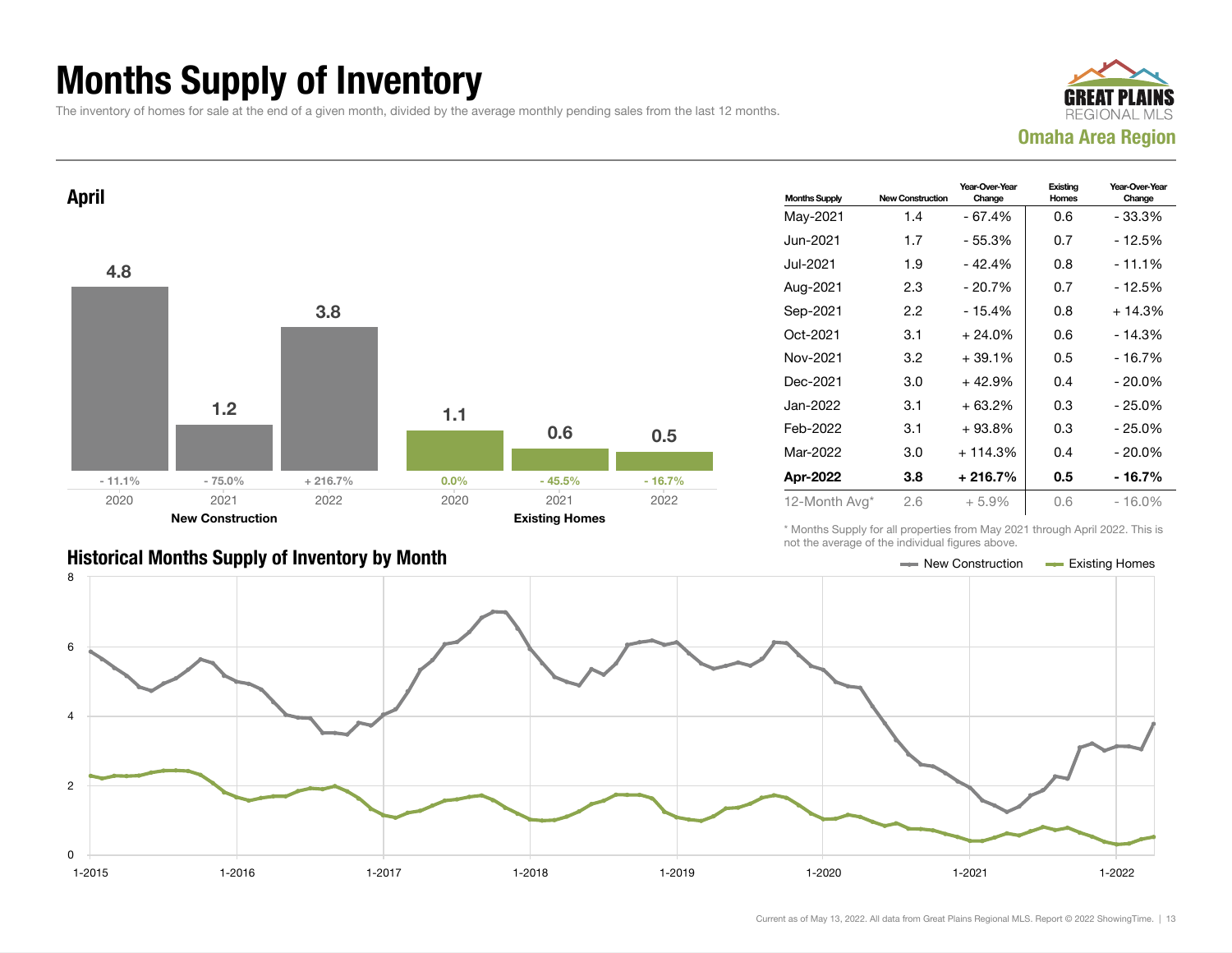# Months Supply of Inventory

The inventory of homes for sale at the end of a given month, divided by the average monthly pending sales from the last 12 months.

GREAT PLAINS REGIONAL MLS

**Omaha Area Region**

## April

| | 2020 | 2021 | 2022 |
|---|---|---|---|
| New Construction | 4.8 | 1.2 | 3.8 |
| Change | - 11.1% | - 75.0% | + 216.7% |
| Existing Homes | 1.1 | 0.6 | 0.5 |
| Change | 0.0% | - 45.5% | - 16.7% |

| Months Supply | New Construction | Year-Over-Year Change | Existing Homes | Year-Over-Year Change |
|---|---|---|---|---|
| May-2021 | 1.4 | - 67.4% | 0.6 | - 33.3% |
| Jun-2021 | 1.7 | - 55.3% | 0.7 | - 12.5% |
| Jul-2021 | 1.9 | - 42.4% | 0.8 | - 11.1% |
| Aug-2021 | 2.3 | - 20.7% | 0.7 | - 12.5% |
| Sep-2021 | 2.2 | - 15.4% | 0.8 | + 14.3% |
| Oct-2021 | 3.1 | + 24.0% | 0.6 | - 14.3% |
| Nov-2021 | 3.2 | + 39.1% | 0.5 | - 16.7% |
| Dec-2021 | 3.0 | + 42.9% | 0.4 | - 20.0% |
| Jan-2022 | 3.1 | + 63.2% | 0.3 | - 25.0% |
| Feb-2022 | 3.1 | + 93.8% | 0.3 | - 25.0% |
| Mar-2022 | 3.0 | + 114.3% | 0.4 | - 20.0% |
| **Apr-2022** | **3.8** | **+ 216.7%** | **0.5** | **- 16.7%** |
| 12-Month Avg* | 2.6 | + 5.9% | 0.6 | - 16.0% |

\* Months Supply for all properties from May 2021 through April 2022. This is not the average of the individual figures above.

## Historical Months Supply of Inventory by Month

Legend: New Construction, Existing Homes

Current as of May 13, 2022. All data from Great Plains Regional MLS. Report © 2022 ShowingTime.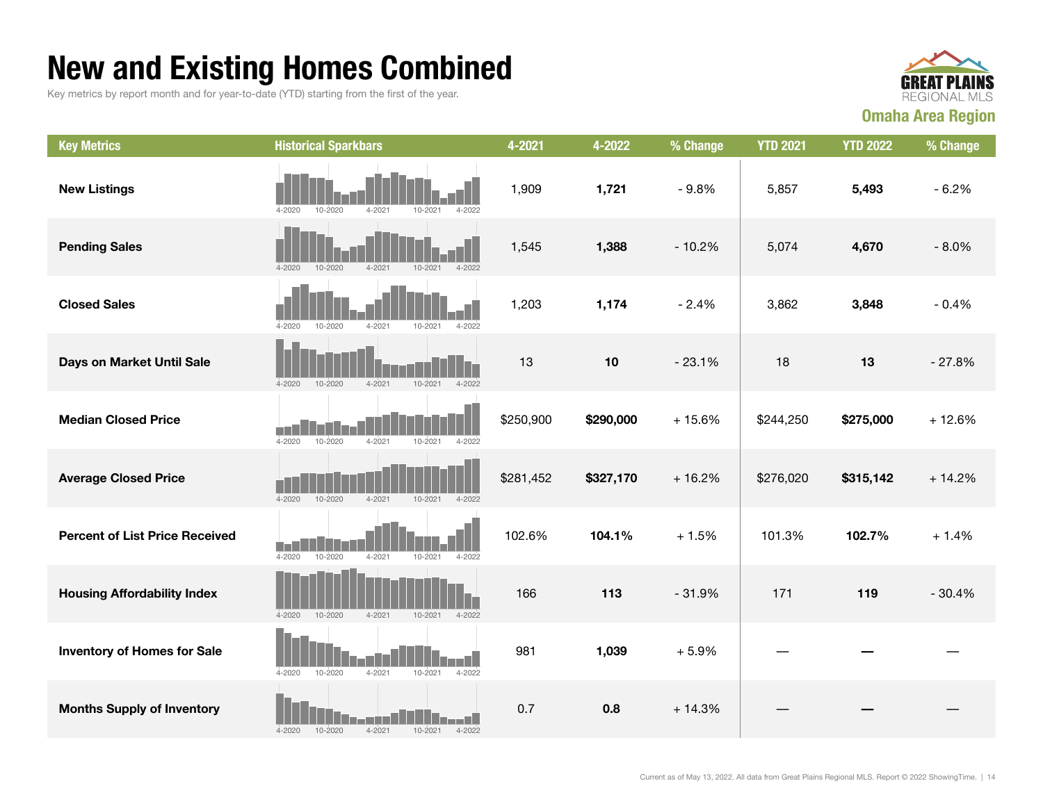# New and Existing Homes Combined

Key metrics by report month and for year-to-date (YTD) starting from the first of the year.

GREAT PLAINS REGIONAL MLS

**Omaha Area Region**

| Key Metrics | Historical Sparkbars | 4-2021 | 4-2022 | % Change | YTD 2021 | YTD 2022 | % Change |
|---|---|---|---|---|---|---|---|
| **New Listings** | 4-2020 10-2020 4-2021 10-2021 4-2022 | 1,909 | **1,721** | - 9.8% | 5,857 | **5,493** | - 6.2% |
| **Pending Sales** | 4-2020 10-2020 4-2021 10-2021 4-2022 | 1,545 | **1,388** | - 10.2% | 5,074 | **4,670** | - 8.0% |
| **Closed Sales** | 4-2020 10-2020 4-2021 10-2021 4-2022 | 1,203 | **1,174** | - 2.4% | 3,862 | **3,848** | - 0.4% |
| **Days on Market Until Sale** | 4-2020 10-2020 4-2021 10-2021 4-2022 | 13 | **10** | - 23.1% | 18 | **13** | - 27.8% |
| **Median Closed Price** | 4-2020 10-2020 4-2021 10-2021 4-2022 | $250,900 | **$290,000** | + 15.6% | $244,250 | **$275,000** | + 12.6% |
| **Average Closed Price** | 4-2020 10-2020 4-2021 10-2021 4-2022 | $281,452 | **$327,170** | + 16.2% | $276,020 | **$315,142** | + 14.2% |
| **Percent of List Price Received** | 4-2020 10-2020 4-2021 10-2021 4-2022 | 102.6% | **104.1%** | + 1.5% | 101.3% | **102.7%** | + 1.4% |
| **Housing Affordability Index** | 4-2020 10-2020 4-2021 10-2021 4-2022 | 166 | **113** | - 31.9% | 171 | **119** | - 30.4% |
| **Inventory of Homes for Sale** | 4-2020 10-2020 4-2021 10-2021 4-2022 | 981 | **1,039** | + 5.9% | — | **—** | — |
| **Months Supply of Inventory** | 4-2020 10-2020 4-2021 10-2021 4-2022 | 0.7 | **0.8** | + 14.3% | — | **—** | — |

Current as of May 13, 2022. All data from Great Plains Regional MLS. Report © 2022 ShowingTime.